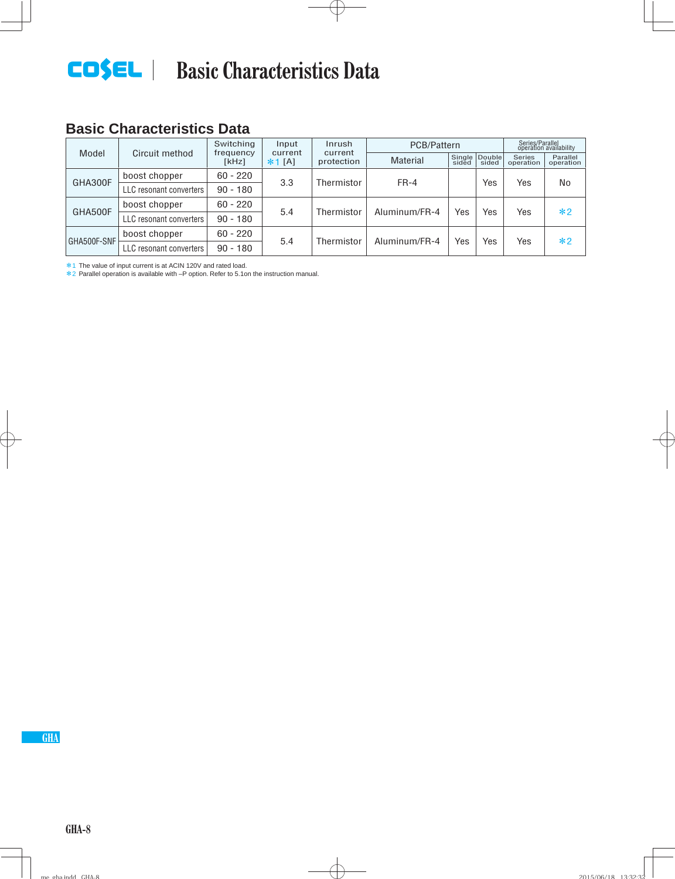# Basic Characteristics Data

## Basic Characteristics Data

| Model | Circuit method | Switching frequency [kHz] | Input current *1 [A] | Inrush current protection | PCB/Pattern | | | Series/Parallel operation availability | |
|---|---|---|---|---|---|---|---|---|---|
| | | | | | Material | Single sided | Double sided | Series operation | Parallel operation |
| GHA300F | boost chopper | 60 - 220 | 3.3 | Thermistor | FR-4 | | Yes | Yes | No |
| | LLC resonant converters | 90 - 180 | | | | | | | |
| GHA500F | boost chopper | 60 - 220 | 5.4 | Thermistor | Aluminum/FR-4 | Yes | Yes | Yes | *2 |
| | LLC resonant converters | 90 - 180 | | | | | | | |
| GHA500F-SNF | boost chopper | 60 - 220 | 5.4 | Thermistor | Aluminum/FR-4 | Yes | Yes | Yes | *2 |
| | LLC resonant converters | 90 - 180 | | | | | | | |

*1 The value of input current is at ACIN 120V and rated load.
*2 Parallel operation is available with –P option. Refer to 5.1on the instruction manual.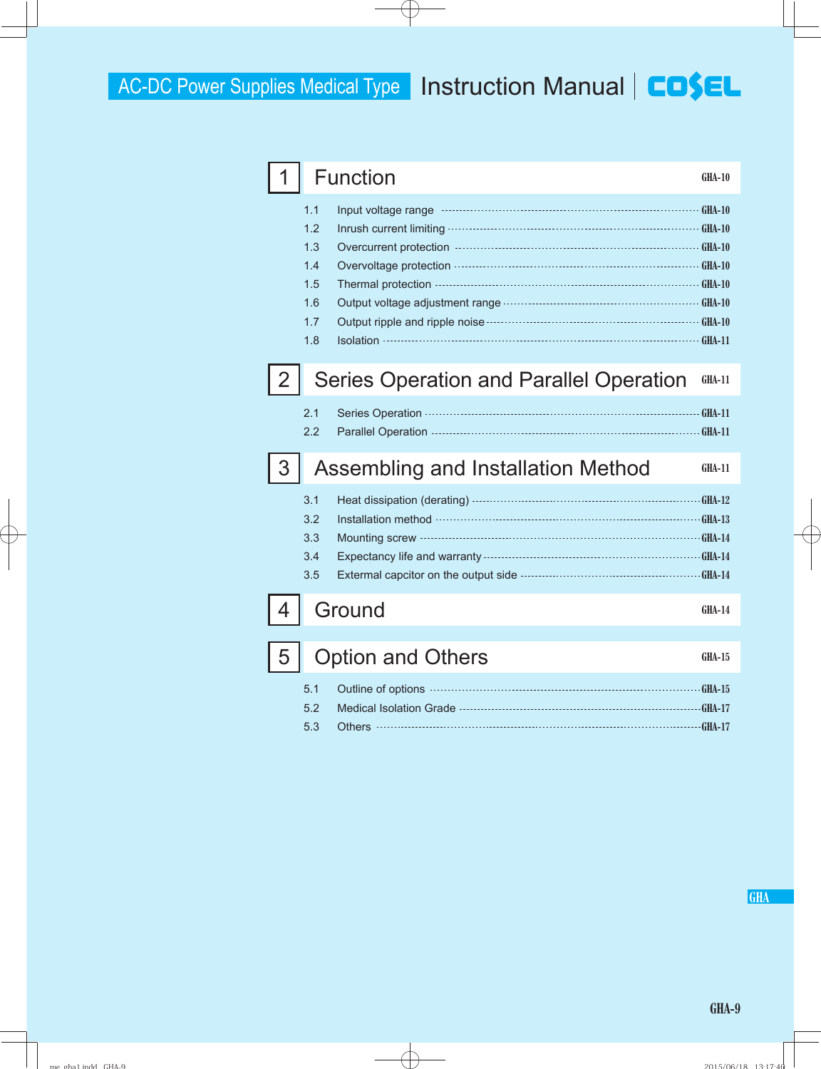# AC-DC Power Supplies Medical Type Instruction Manual

## 1 Function ........ GHA-10

1.1 Input voltage range ........ GHA-10
1.2 Inrush current limiting ........ GHA-10
1.3 Overcurrent protection ........ GHA-10
1.4 Overvoltage protection ........ GHA-10
1.5 Thermal protection ........ GHA-10
1.6 Output voltage adjustment range ........ GHA-10
1.7 Output ripple and ripple noise ........ GHA-10
1.8 Isolation ........ GHA-11

## 2 Series Operation and Parallel Operation ........ GHA-11

2.1 Series Operation ........ GHA-11
2.2 Parallel Operation ........ GHA-11

## 3 Assembling and Installation Method ........ GHA-11

3.1 Heat dissipation (derating) ........ GHA-12
3.2 Installation method ........ GHA-13
3.3 Mounting screw ........ GHA-14
3.4 Expectancy life and warranty ........ GHA-14
3.5 Extermal capcitor on the output side ........ GHA-14

## 4 Ground ........ GHA-14

## 5 Option and Others ........ GHA-15

5.1 Outline of options ........ GHA-15
5.2 Medical Isolation Grade ........ GHA-17
5.3 Others ........ GHA-17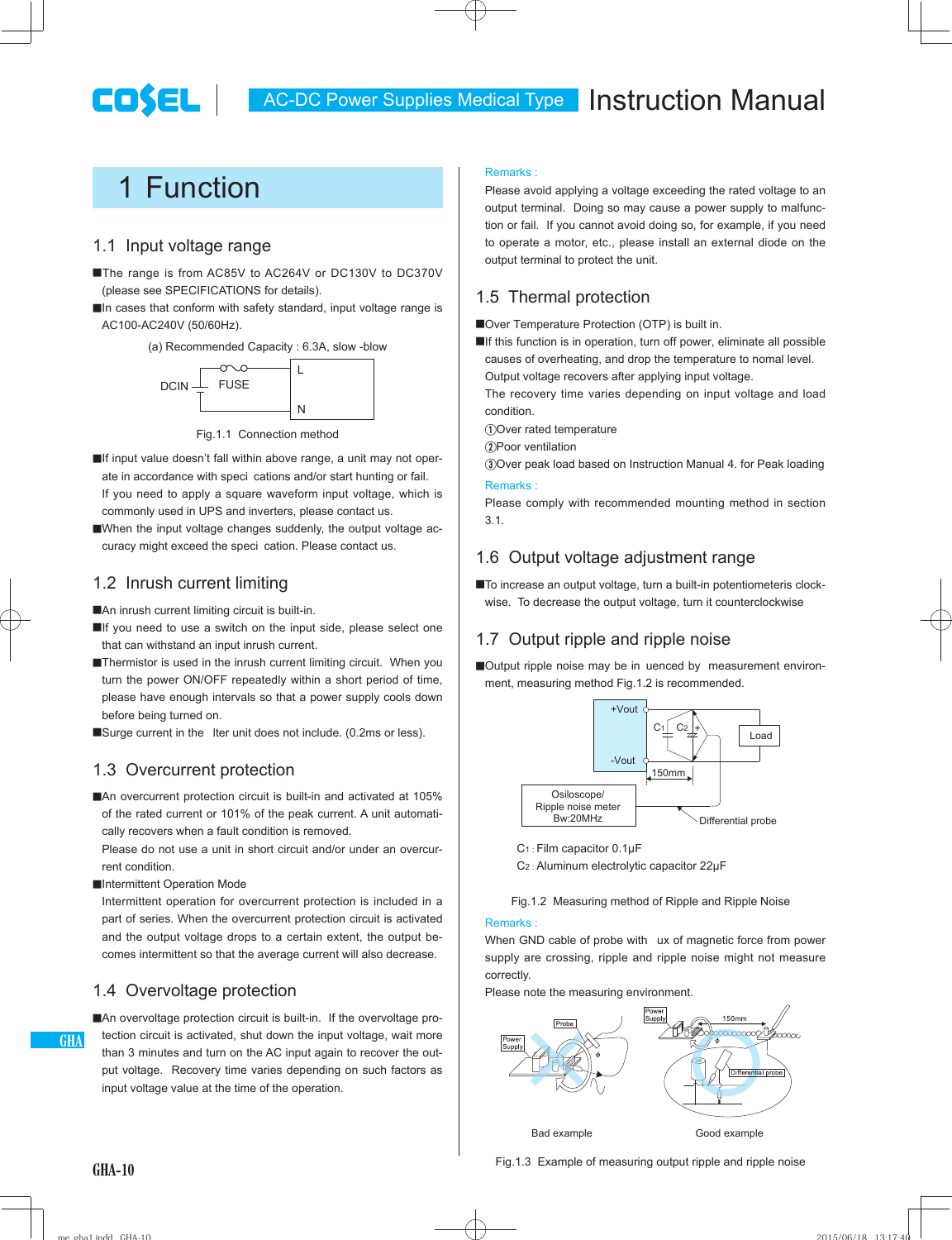# 1 Function

## 1.1 Input voltage range

■The range is from AC85V to AC264V or DC130V to DC370V (please see SPECIFICATIONS for details).

■In cases that conform with safety standard, input voltage range is AC100-AC240V (50/60Hz).

(a) Recommended Capacity : 6.3A, slow -blow

DCIN
FUSE
L
N

Fig.1.1 Connection method

■If input value doesn't fall within above range, a unit may not operate in accordance with speci cations and/or start hunting or fail.
If you need to apply a square waveform input voltage, which is commonly used in UPS and inverters, please contact us.

■When the input voltage changes suddenly, the output voltage accuracy might exceed the speci cation. Please contact us.

## 1.2 Inrush current limiting

■An inrush current limiting circuit is built-in.

■If you need to use a switch on the input side, please select one that can withstand an input inrush current.

■Thermistor is used in the inrush current limiting circuit. When you turn the power ON/OFF repeatedly within a short period of time, please have enough intervals so that a power supply cools down before being turned on.

■Surge current in the lter unit does not include. (0.2ms or less).

## 1.3 Overcurrent protection

■An overcurrent protection circuit is built-in and activated at 105% of the rated current or 101% of the peak current. A unit automatically recovers when a fault condition is removed.
Please do not use a unit in short circuit and/or under an overcurrent condition.

■Intermittent Operation Mode
Intermittent operation for overcurrent protection is included in a part of series. When the overcurrent protection circuit is activated and the output voltage drops to a certain extent, the output becomes intermittent so that the average current will also decrease.

## 1.4 Overvoltage protection

■An overvoltage protection circuit is built-in. If the overvoltage protection circuit is activated, shut down the input voltage, wait more than 3 minutes and turn on the AC input again to recover the output voltage. Recovery time varies depending on such factors as input voltage value at the time of the operation.

Remarks :
Please avoid applying a voltage exceeding the rated voltage to an output terminal. Doing so may cause a power supply to malfunction or fail. If you cannot avoid doing so, for example, if you need to operate a motor, etc., please install an external diode on the output terminal to protect the unit.

## 1.5 Thermal protection

■Over Temperature Protection (OTP) is built in.

■If this function is in operation, turn off power, eliminate all possible causes of overheating, and drop the temperature to nomal level.
Output voltage recovers after applying input voltage.
The recovery time varies depending on input voltage and load condition.
①Over rated temperature
②Poor ventilation
③Over peak load based on Instruction Manual 4. for Peak loading

Remarks :
Please comply with recommended mounting method in section 3.1.

## 1.6 Output voltage adjustment range

■To increase an output voltage, turn a built-in potentiometeris clockwise. To decrease the output voltage, turn it counterclockwise

## 1.7 Output ripple and ripple noise

■Output ripple noise may be in uenced by measurement environment, measuring method Fig.1.2 is recommended.

+Vout
-Vout
$C_1$ $C_2$
Load
150mm
Osiloscope/
Ripple noise meter
Bw:20MHz
Differential probe

$C_1$ : Film capacitor 0.1μF
$C_2$ : Aluminum electrolytic capacitor 22μF

Fig.1.2 Measuring method of Ripple and Ripple Noise

Remarks :
When GND cable of probe with ux of magnetic force from power supply are crossing, ripple and ripple noise might not measure correctly.
Please note the measuring environment.

Power Supply
Probe
Power Supply
150mm
Differential probe

Bad example
Good example

Fig.1.3 Example of measuring output ripple and ripple noise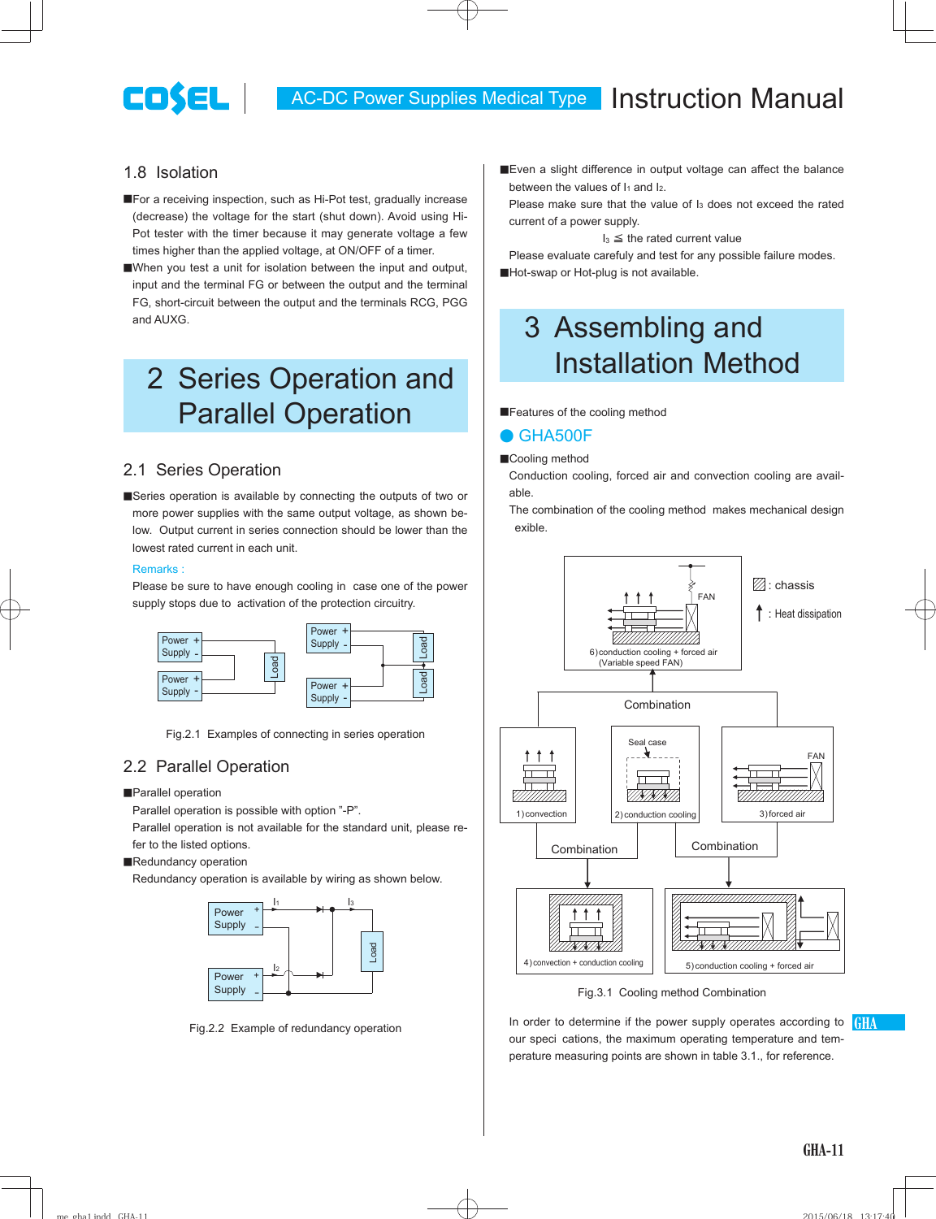### 1.8 Isolation

■For a receiving inspection, such as Hi-Pot test, gradually increase (decrease) the voltage for the start (shut down). Avoid using Hi-Pot tester with the timer because it may generate voltage a few times higher than the applied voltage, at ON/OFF of a timer.

■When you test a unit for isolation between the input and output, input and the terminal FG or between the output and the terminal FG, short-circuit between the output and the terminals RCG, PGG and AUXG.

## 2 Series Operation and Parallel Operation

### 2.1 Series Operation

■Series operation is available by connecting the outputs of two or more power supplies with the same output voltage, as shown below. Output current in series connection should be lower than the lowest rated current in each unit.

Remarks :

Please be sure to have enough cooling in case one of the power supply stops due to activation of the protection circuitry.

Power Supply + -
Power Supply + -
Load
Power Supply + -
Power Supply + -
Load
Load

Fig.2.1 Examples of connecting in series operation

### 2.2 Parallel Operation

■Parallel operation

Parallel operation is possible with option "-P".

Parallel operation is not available for the standard unit, please refer to the listed options.

■Redundancy operation

Redundancy operation is available by wiring as shown below.

Power Supply + -
Power Supply + -
$I_1$
$I_2$
$I_3$
Load

Fig.2.2 Example of redundancy operation

■Even a slight difference in output voltage can affect the balance between the values of $I_1$ and $I_2$.

Please make sure that the value of $I_3$ does not exceed the rated current of a power supply.

$I_3 \leqq$ the rated current value

Please evaluate carefully and test for any possible failure modes.

■Hot-swap or Hot-plug is not available.

## 3 Assembling and Installation Method

■Features of the cooling method

● GHA500F

■Cooling method

Conduction cooling, forced air and convection cooling are available.

The combination of the cooling method makes mechanical design exible.

: chassis
: Heat dissipation
FAN
6) conduction cooling + forced air (Variable speed FAN)
Combination
1) convection
Seal case
2) conduction cooling
FAN
3) forced air
Combination
Combination
4) convection + conduction cooling
5) conduction cooling + forced air

Fig.3.1 Cooling method Combination

In order to determine if the power supply operates according to our speci cations, the maximum operating temperature and temperature measuring points are shown in table 3.1., for reference.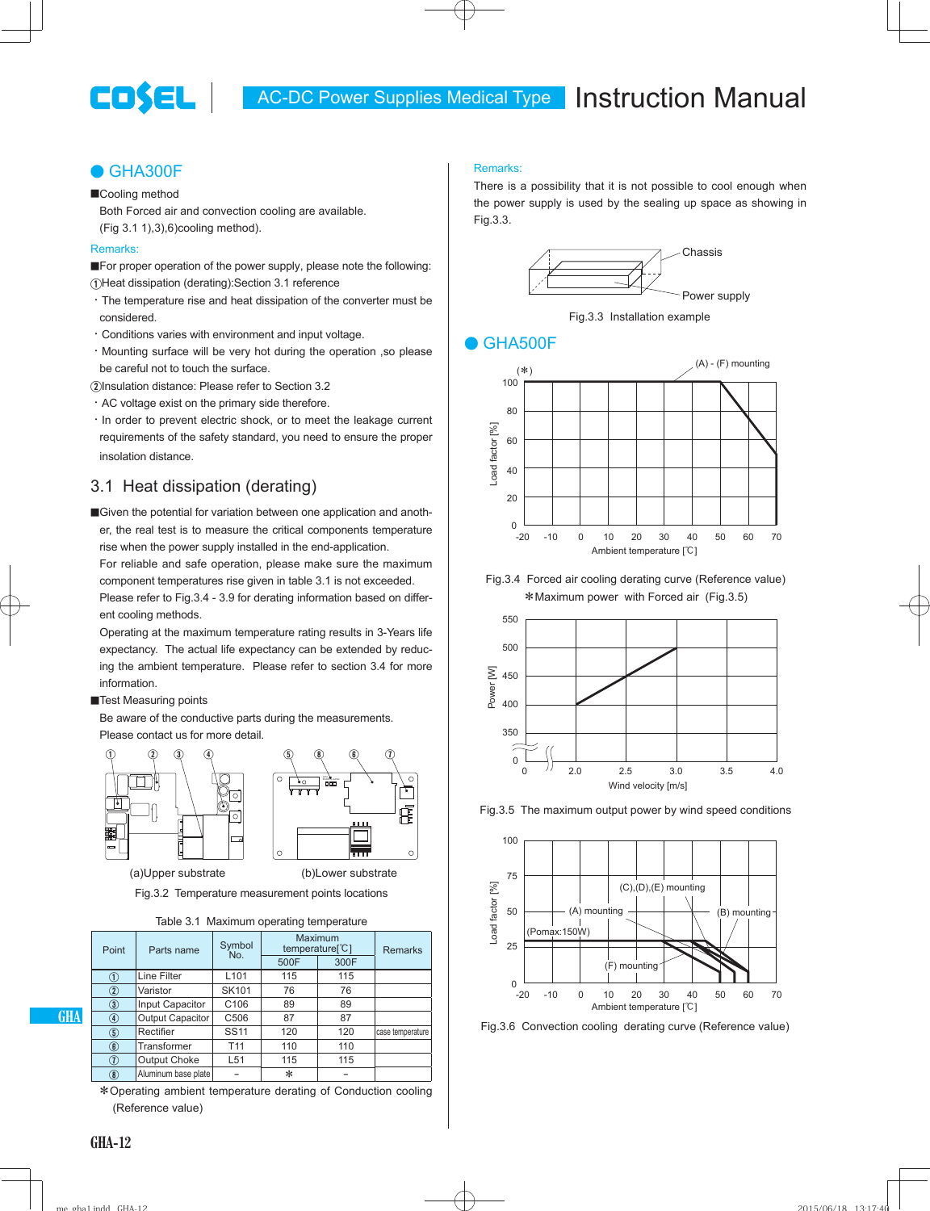# GHA300F

■Cooling method

Both Forced air and convection cooling are available.
(Fig 3.1 1),3),6)cooling method).

Remarks:

■For proper operation of the power supply, please note the following:

①Heat dissipation (derating):Section 3.1 reference

- The temperature rise and heat dissipation of the converter must be considered.
- Conditions varies with environment and input voltage.
- Mounting surface will be very hot during the operation ,so please be careful not to touch the surface.

②Insulation distance: Please refer to Section 3.2

- AC voltage exist on the primary side therefore.
- In order to prevent electric shock, or to meet the leakage current requirements of the safety standard, you need to ensure the proper insolation distance.

## 3.1 Heat dissipation (derating)

■Given the potential for variation between one application and another, the real test is to measure the critical components temperature rise when the power supply installed in the end-application.
For reliable and safe operation, please make sure the maximum component temperatures rise given in table 3.1 is not exceeded.
Please refer to Fig.3.4 - 3.9 for derating information based on different cooling methods.
Operating at the maximum temperature rating results in 3-Years life expectancy. The actual life expectancy can be extended by reducing the ambient temperature. Please refer to section 3.4 for more information.

■Test Measuring points

Be aware of the conductive parts during the measurements.
Please contact us for more detail.

① ② ③ ④ ⑤ ⑧ ⑥ ⑦

(a)Upper substrate (b)Lower substrate

Fig.3.2 Temperature measurement points locations

Table 3.1 Maximum operating temperature

| Point | Parts name | Symbol No. | Maximum temperature[℃] | | Remarks |
|---|---|---|---|---|---|
| | | | 500F | 300F | |
| ① | Line Filter | L101 | 115 | 115 | |
| ② | Varistor | SK101 | 76 | 76 | |
| ③ | Input Capacitor | C106 | 89 | 89 | |
| ④ | Output Capacitor | C506 | 87 | 87 | |
| ⑤ | Rectifier | SS11 | 120 | 120 | case temperature |
| ⑥ | Transformer | T11 | 110 | 110 | |
| ⑦ | Output Choke | L51 | 115 | 115 | |
| ⑧ | Aluminum base plate | − | * | − | |

*Operating ambient temperature derating of Conduction cooling (Reference value)

Remarks:

There is a possibility that it is not possible to cool enough when the power supply is used by the sealing up space as showing in Fig.3.3.

Chassis
Power supply

Fig.3.3 Installation example

# GHA500F

(*)
(A) - (F) mounting
Load factor [%]
100
80
60
40
20
0
-20 -10 0 10 20 30 40 50 60 70
Ambient temperature [℃]

Fig.3.4 Forced air cooling derating curve (Reference value)
*Maximum power with Forced air (Fig.3.5)

Power [W]
550
500
450
400
350
0
0 2.0 2.5 3.0 3.5 4.0
Wind velocity [m/s]

Fig.3.5 The maximum output power by wind speed conditions

Load factor [%]
100
75
50
25
0
(C),(D),(E) mounting
(A) mounting
(B) mounting
(Pomax:150W)
(F) mounting
-20 -10 0 10 20 30 40 50 60 70
Ambient temperature [℃]

Fig.3.6 Convection cooling derating curve (Reference value)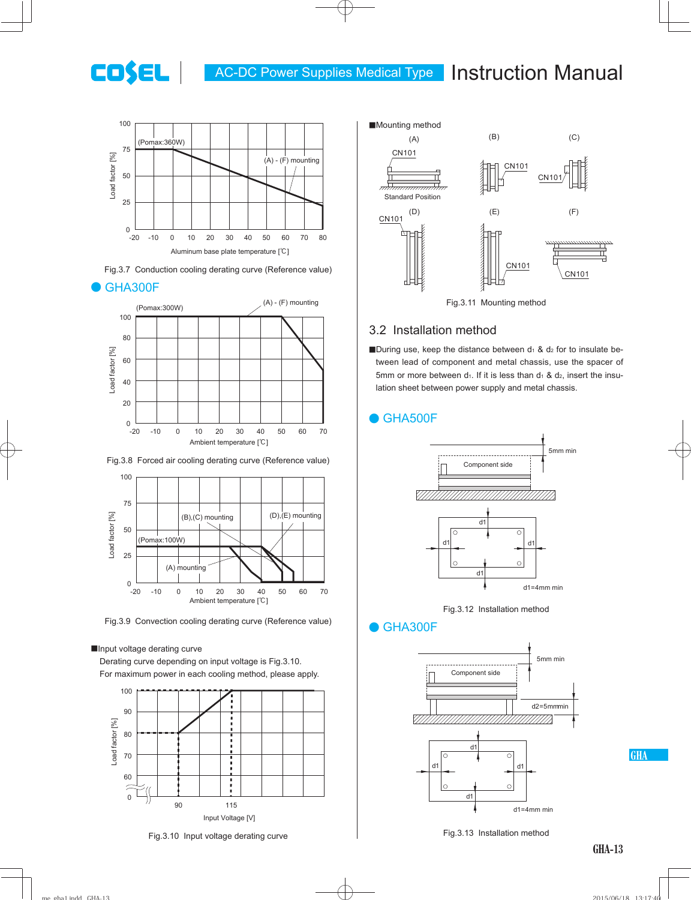100
75
50
25
0
-20 -10 0 10 20 30 40 50 60 70 80
Load factor [%]
(Pomax:360W)
(A) - (F) mounting
Aluminum base plate temperature [℃]

Fig.3.7 Conduction cooling derating curve (Reference value)

## ● GHA300F

(A) - (F) mounting
(Pomax:300W)
100
80
60
40
20
0
-20 -10 0 10 20 30 40 50 60 70
Load factor [%]
Ambient temperature [℃]

Fig.3.8 Forced air cooling derating curve (Reference value)

100
75
50
25
0
-20 -10 0 10 20 30 40 50 60 70
Load factor [%]
(B),(C) mounting
(D),(E) mounting
(Pomax:100W)
(A) mounting
Ambient temperature [℃]

Fig.3.9 Convection cooling derating curve (Reference value)

■Input voltage derating curve

Derating curve depending on input voltage is Fig.3.10.
For maximum power in each cooling method, please apply.

100
90
80
70
60
0
90 115
Load factor [%]
Input Voltage [V]

Fig.3.10 Input voltage derating curve

■Mounting method

(A)
CN101
Standard Position
(B)
CN101
(C)
CN101
(D)
CN101
(E)
CN101
(F)
CN101

Fig.3.11 Mounting method

## 3.2 Installation method

■During use, keep the distance between $d_1$ & $d_2$ for to insulate between lead of component and metal chassis, use the spacer of 5mm or more between $d_1$. If it is less than $d_1$ & $d_2$, insert the insulation sheet between power supply and metal chassis.

## ● GHA500F

5mm min
Component side
d1
d1
d1
d1
d1=4mm min

Fig.3.12 Installation method

## ● GHA300F

5mm min
Component side
d2=5mmmin
d1
d1
d1
d1
d1=4mm min

Fig.3.13 Installation method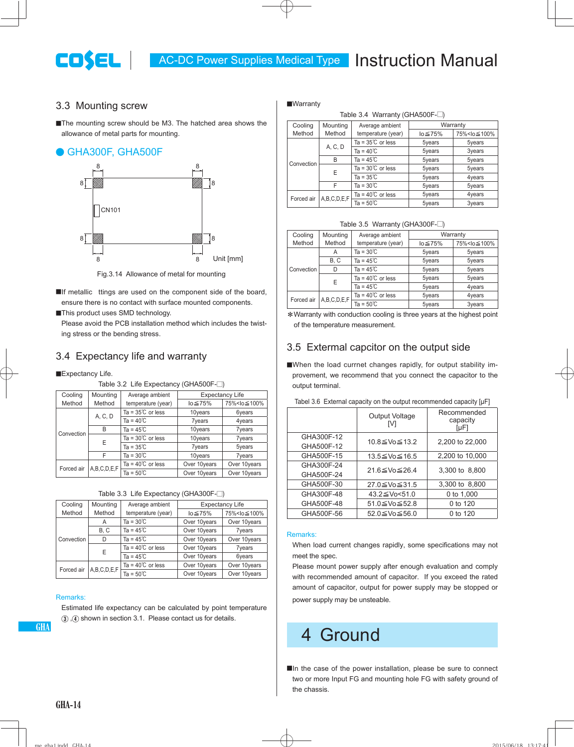## 3.3 Mounting screw

■The mounting screw should be M3. The hatched area shows the allowance of metal parts for mounting.

● GHA300F, GHA500F

8
8
8
8
CN101
8
8
8
8
Unit [mm]

Fig.3.14 Allowance of metal for mounting

■If metallic ttings are used on the component side of the board, ensure there is no contact with surface mounted components.

■This product uses SMD technology.
Please avoid the PCB installation method which includes the twisting stress or the bending stress.

## 3.4 Expectancy life and warranty

■Expectancy Life.

Table 3.2 Life Expectancy (GHA500F-□)

| Cooling Method | Mounting Method | Average ambient temperature (year) | Expectancy Life | |
|---|---|---|---|---|
| | | | Io≦75% | 75%<Io≦100% |
| Convection | A, C, D | Ta = 35℃ or less | 10years | 6years |
| | | Ta = 40℃ | 7years | 4years |
| | B | Ta = 45℃ | 10years | 7years |
| | E | Ta = 30℃ or less | 10years | 7years |
| | | Ta = 35℃ | 7years | 5years |
| | F | Ta = 30℃ | 10years | 7years |
| Forced air | A,B,C,D,E,F | Ta = 40℃ or less | Over 10years | Over 10years |
| | | Ta = 50℃ | Over 10years | Over 10years |

Table 3.3 Life Expectancy (GHA300F-□)

| Cooling Method | Mounting Method | Average ambient temperature (year) | Expectancy Life | |
|---|---|---|---|---|
| | | | Io≦75% | 75%<Io≦100% |
| Convection | A | Ta = 30℃ | Over 10years | Over 10years |
| | B, C | Ta = 45℃ | Over 10years | 7years |
| | D | Ta = 45℃ | Over 10years | Over 10years |
| | E | Ta = 40℃ or less | Over 10years | 7years |
| | | Ta = 45℃ | Over 10years | 6years |
| Forced air | A,B,C,D,E,F | Ta = 40℃ or less | Over 10years | Over 10years |
| | | Ta = 50℃ | Over 10years | Over 10years |

Remarks:

Estimated life expectancy can be calculated by point temperature ③ ,④ shown in section 3.1. Please contact us for details.

■Warranty

Table 3.4 Warranty (GHA500F-□)

| Cooling Method | Mounting Method | Average ambient temperature (year) | Warranty | |
|---|---|---|---|---|
| | | | Io≦75% | 75%<Io≦100% |
| Convection | A, C, D | Ta = 35℃ or less | 5years | 5years |
| | | Ta = 40℃ | 5years | 3years |
| | B | Ta = 45℃ | 5years | 5years |
| | E | Ta = 30℃ or less | 5years | 5years |
| | | Ta = 35℃ | 5years | 4years |
| | F | Ta = 30℃ | 5years | 5years |
| Forced air | A,B,C,D,E,F | Ta = 40℃ or less | 5years | 4years |
| | | Ta = 50℃ | 5years | 3years |

Table 3.5 Warranty (GHA300F-□)

| Cooling Method | Mounting Method | Average ambient temperature (year) | Warranty | |
|---|---|---|---|---|
| | | | Io≦75% | 75%<Io≦100% |
| Convection | A | Ta = 30℃ | 5years | 5years |
| | B, C | Ta = 45℃ | 5years | 5years |
| | D | Ta = 45℃ | 5years | 5years |
| | E | Ta = 40℃ or less | 5years | 5years |
| | | Ta = 45℃ | 5years | 4years |
| Forced air | A,B,C,D,E,F | Ta = 40℃ or less | 5years | 4years |
| | | Ta = 50℃ | 5years | 3years |

*Warranty with conduction cooling is three years at the highest point of the temperature measurement.

## 3.5 Extermal capcitor on the output side

■When the load currnet changes rapidly, for output stability improvement, we recommend that you connect the capacitor to the output terminal.

Tabel 3.6 External capacity on the output recommended capacity [μF]

| | Output Voltage [V] | Recommended capacity [μF] |
|---|---|---|
| GHA300F-12<br>GHA500F-12 | 10.8≦Vo≦13.2 | 2,200 to 22,000 |
| GHA500F-15 | 13.5≦Vo≦16.5 | 2,200 to 10,000 |
| GHA300F-24<br>GHA500F-24 | 21.6≦Vo≦26.4 | 3,300 to 8,800 |
| GHA500F-30 | 27.0≦Vo≦31.5 | 3,300 to 8,800 |
| GHA300F-48 | 43.2≦Vo<51.0 | 0 to 1,000 |
| GHA500F-48 | 51.0≦Vo≦52.8 | 0 to 120 |
| GHA500F-56 | 52.0≦Vo≦56.0 | 0 to 120 |

Remarks:

When load current changes rapidly, some specifications may not meet the spec.
Please mount power supply after enough evaluation and comply with recommended amount of capacitor. If you exceed the rated amount of capacitor, output for power supply may be stopped or power supply may be unsteable.

# 4 Ground

■In the case of the power installation, please be sure to connect two or more Input FG and mounting hole FG with safety ground of the chassis.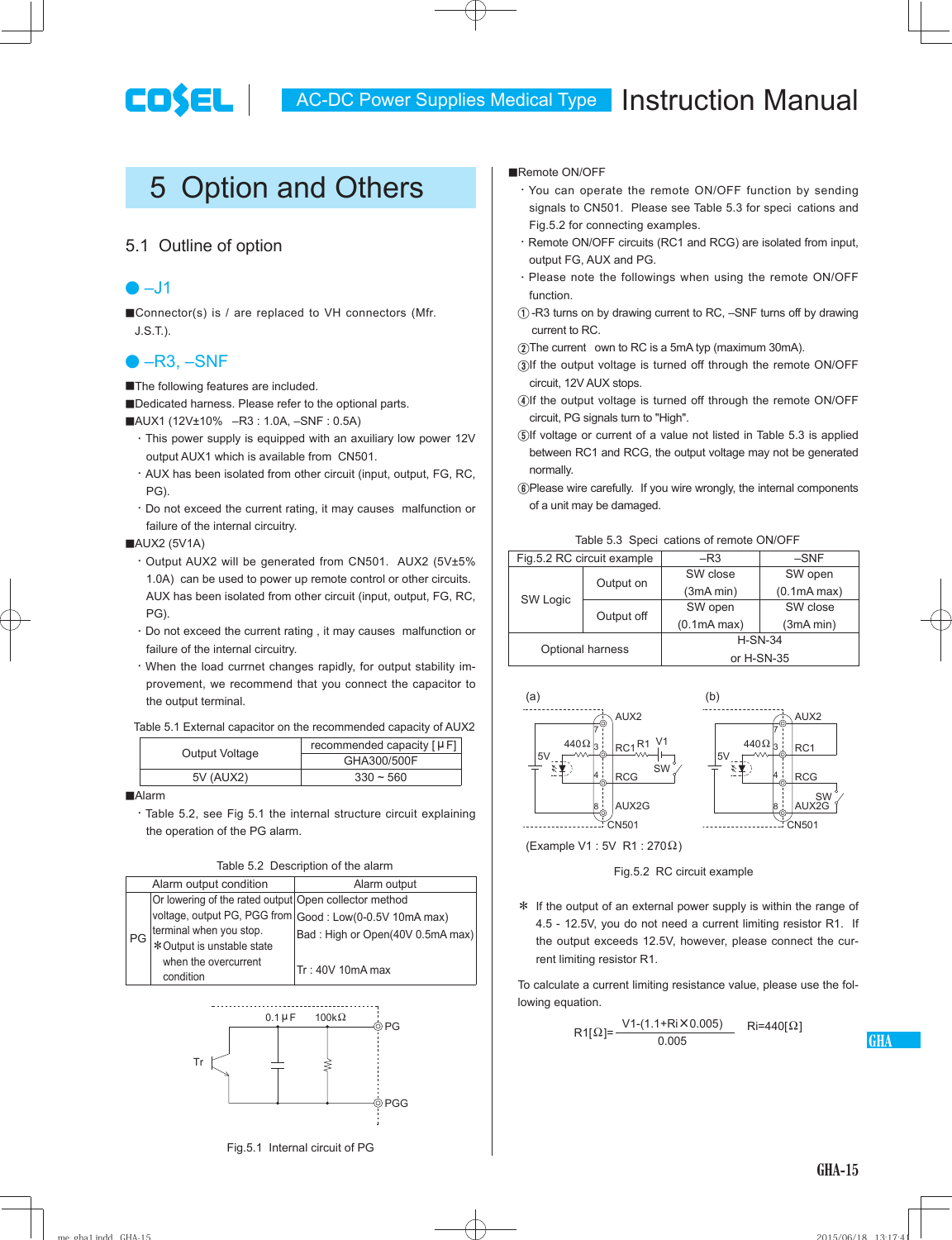# 5 Option and Others

## 5.1 Outline of option

### ● –J1

■Connector(s) is / are replaced to VH connectors (Mfr. J.S.T.).

### ● –R3, –SNF

■The following features are included.

■Dedicated harness. Please refer to the optional parts.

■AUX1 (12V±10%　–R3 : 1.0A, –SNF : 0.5A)

- This power supply is equipped with an auxiliary low power 12V output AUX1 which is available from CN501.
- AUX has been isolated from other circuit (input, output, FG, RC, PG).
- Do not exceed the current rating, it may causes malfunction or failure of the internal circuitry.

■AUX2 (5V1A)

- Output AUX2 will be generated from CN501. AUX2 (5V±5% 1.0A) can be used to power up remote control or other circuits. AUX has been isolated from other circuit (input, output, FG, RC, PG).
- Do not exceed the current rating , it may causes malfunction or failure of the internal circuitry.
- When the load currnet changes rapidly, for output stability improvement, we recommend that you connect the capacitor to the output terminal.

Table 5.1 External capacitor on the recommended capacity of AUX2

| Output Voltage | recommended capacity [μF] |
|---|---|
| | GHA300/500F |
| 5V (AUX2) | 330 ~ 560 |

■Alarm

- Table 5.2, see Fig 5.1 the internal structure circuit explaining the operation of the PG alarm.

Table 5.2 Description of the alarm

| | Alarm output condition | Alarm output |
|---|---|---|
| PG | Or lowering of the rated output voltage, output PG, PGG from terminal when you stop. ✻Output is unstable state when the overcurrent condition | Open collector method Good : Low(0-0.5V 10mA max) Bad : High or Open(40V 0.5mA max) Tr : 40V 10mA max |

0.1μF
100kΩ
PG
Tr
PGG

Fig.5.1 Internal circuit of PG

■Remote ON/OFF

- You can operate the remote ON/OFF function by sending signals to CN501. Please see Table 5.3 for speci cations and Fig.5.2 for connecting examples.
- Remote ON/OFF circuits (RC1 and RCG) are isolated from input, output FG, AUX and PG.
- Please note the followings when using the remote ON/OFF function.

① -R3 turns on by drawing current to RC, –SNF turns off by drawing current to RC.

② The current own to RC is a 5mA typ (maximum 30mA).

③ If the output voltage is turned off through the remote ON/OFF circuit, 12V AUX stops.

④ If the output voltage is turned off through the remote ON/OFF circuit, PG signals turn to "High".

⑤ If voltage or current of a value not listed in Table 5.3 is applied between RC1 and RCG, the output voltage may not be generated normally.

⑥ Please wire carefully. If you wire wrongly, the internal components of a unit may be damaged.

Table 5.3 Speci cations of remote ON/OFF

| Fig.5.2 RC circuit example | | –R3 | –SNF |
|---|---|---|---|
| SW Logic | Output on | SW close (3mA min) | SW open (0.1mA max) |
| | Output off | SW open (0.1mA max) | SW close (3mA min) |
| Optional harness | | H-SN-34 or H-SN-35 | |

(a)
AUX2
7
440Ω
3
RC1
R1
V1
5V
SW
4
RCG
8
AUX2G
CN501

(b)
AUX2
7
440Ω
3
RC1
5V
4
RCG
SW
8
AUX2G
CN501

(Example V1 : 5V R1 : 270Ω)

Fig.5.2 RC circuit example

✻ If the output of an external power supply is within the range of 4.5 - 12.5V, you do not need a current limiting resistor R1. If the output exceeds 12.5V, however, please connect the current limiting resistor R1.

To calculate a current limiting resistance value, please use the following equation.

$$R1[\Omega]=\frac{V1-(1.1+Ri\times 0.005)}{0.005} \qquad Ri=440[\Omega]$$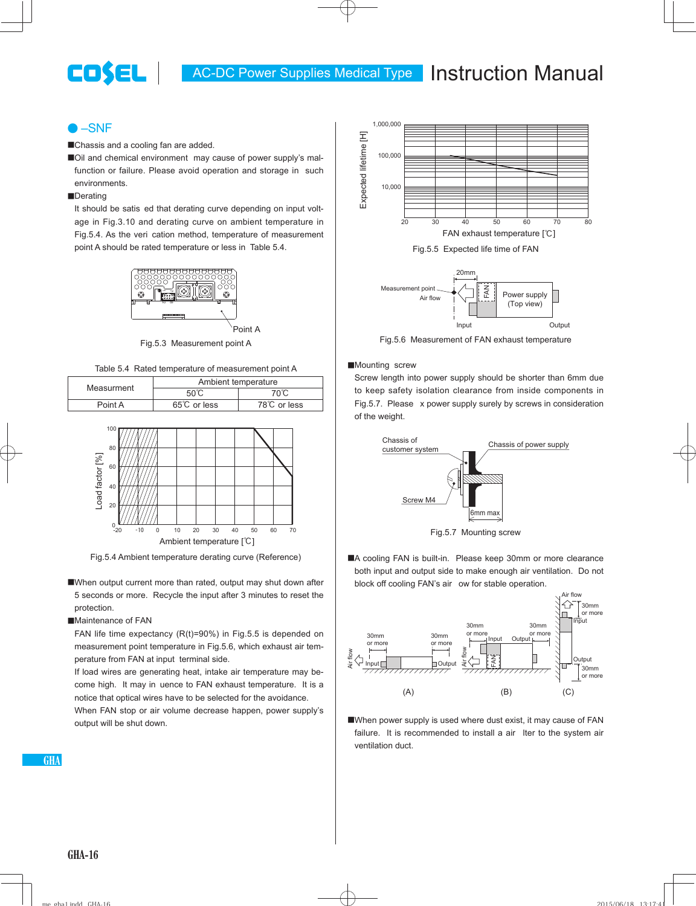## ● –SNF

■Chassis and a cooling fan are added.

■Oil and chemical environment may cause of power supply's malfunction or failure. Please avoid operation and storage in such environments.

■Derating

It should be satis ed that derating curve depending on input voltage in Fig.3.10 and derating curve on ambient temperature in Fig.5.4. As the veri cation method, temperature of measurement point A should be rated temperature or less in Table 5.4.

Point A

Fig.5.3 Measurement point A

Table 5.4 Rated temperature of measurement point A

| Measurment | Ambient temperature | |
|---|---|---|
| | 50℃ | 70℃ |
| Point A | 65℃ or less | 78℃ or less |

Load factor [%]

100
80
60
40
20
0

-20 -10 0 10 20 30 40 50 60 70

Ambient temperature [℃]

Fig.5.4 Ambient temperature derating curve (Reference)

■When output current more than rated, output may shut down after 5 seconds or more. Recycle the input after 3 minutes to reset the protection.

■Maintenance of FAN

FAN life time expectancy (R(t)=90%) in Fig.5.5 is depended on measurement point temperature in Fig.5.6, which exhaust air temperature from FAN at input terminal side.

If load wires are generating heat, intake air temperature may become high. It may in uence to FAN exhaust temperature. It is a notice that optical wires have to be selected for the avoidance.

When FAN stop or air volume decrease happen, power supply's output will be shut down.

Expected lifetime [H]

1,000,000
100,000
10,000

20 30 40 50 60 70 80

FAN exhaust temperature [℃]

Fig.5.5 Expected life time of FAN

20mm

Measurement point

Air flow

FAN

Power supply
(Top view)

Input

Output

Fig.5.6 Measurement of FAN exhaust temperature

■Mounting screw

Screw length into power supply should be shorter than 6mm due to keep safety isolation clearance from inside components in Fig.5.7. Please x power supply surely by screws in consideration of the weight.

Chassis of customer system

Chassis of power supply

Screw M4

6mm max

Fig.5.7 Mounting screw

■A cooling FAN is built-in. Please keep 30mm or more clearance both input and output side to make enough air ventilation. Do not block off cooling FAN's air ow for stable operation.

Air flow
30mm or more
Input
Output
FAN

(A) (B) (C)

■When power supply is used where dust exist, it may cause of FAN failure. It is recommended to install a air lter to the system air ventilation duct.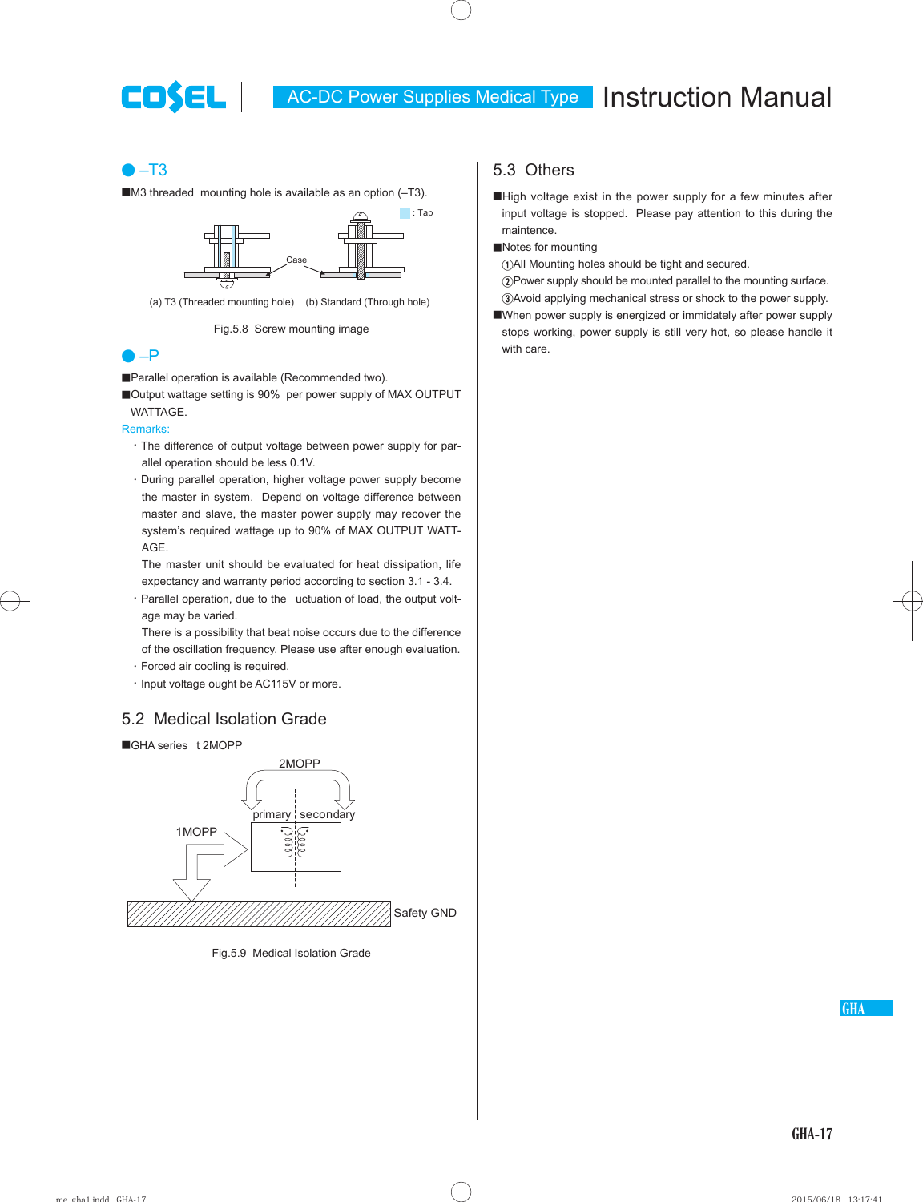## ● –T3

■M3 threaded mounting hole is available as an option (–T3).

: Tap

Case

(a) T3 (Threaded mounting hole) (b) Standard (Through hole)

Fig.5.8 Screw mounting image

## ● –P

■Parallel operation is available (Recommended two).

■Output wattage setting is 90% per power supply of MAX OUTPUT WATTAGE.

Remarks:

- The difference of output voltage between power supply for parallel operation should be less 0.1V.
- During parallel operation, higher voltage power supply become the master in system. Depend on voltage difference between master and slave, the master power supply may recover the system's required wattage up to 90% of MAX OUTPUT WATTAGE.
  The master unit should be evaluated for heat dissipation, life expectancy and warranty period according to section 3.1 - 3.4.
- Parallel operation, due to the uctuation of load, the output voltage may be varied.
  There is a possibility that beat noise occurs due to the difference of the oscillation frequency. Please use after enough evaluation.
- Forced air cooling is required.
- Input voltage ought be AC115V or more.

## 5.2 Medical Isolation Grade

■GHA series t 2MOPP

2MOPP

primary secondary

1MOPP

Safety GND

Fig.5.9 Medical Isolation Grade

## 5.3 Others

■High voltage exist in the power supply for a few minutes after input voltage is stopped. Please pay attention to this during the maintence.

■Notes for mounting

①All Mounting holes should be tight and secured.

②Power supply should be mounted parallel to the mounting surface.

③Avoid applying mechanical stress or shock to the power supply.

■When power supply is energized or immidately after power supply stops working, power supply is still very hot, so please handle it with care.